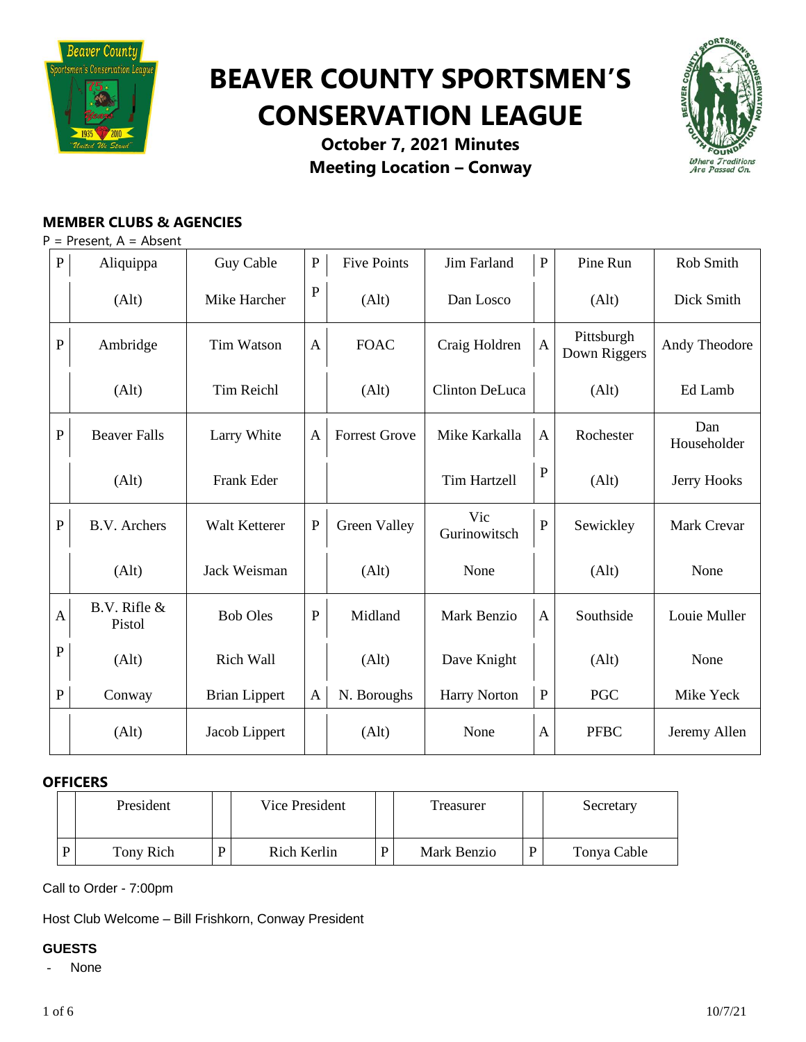# BEAVER COUNTY SPORTSMEN'S CONSERVATION LEAGUE

**October 7, 2021 Minutes**
**Meeting Location – Conway**

### MEMBER CLUBS & AGENCIES

P = Present, A = Absent

| | Club | Delegate | | Club | Delegate | | Club | Delegate |
|---|---|---|---|---|---|---|---|---|
| P | Aliquippa | Guy Cable | P | Five Points | Jim Farland | P | Pine Run | Rob Smith |
| | (Alt) | Mike Harcher | P | (Alt) | Dan Losco | | (Alt) | Dick Smith |
| P | Ambridge | Tim Watson | A | FOAC | Craig Holdren | A | Pittsburgh Down Riggers | Andy Theodore |
| | (Alt) | Tim Reichl | | (Alt) | Clinton DeLuca | | (Alt) | Ed Lamb |
| P | Beaver Falls | Larry White | A | Forrest Grove | Mike Karkalla | A | Rochester | Dan Householder |
| | (Alt) | Frank Eder | | | Tim Hartzell | P | (Alt) | Jerry Hooks |
| P | B.V. Archers | Walt Ketterer | P | Green Valley | Vic Gurinowitsch | P | Sewickley | Mark Crevar |
| | (Alt) | Jack Weisman | | (Alt) | None | | (Alt) | None |
| A | B.V. Rifle & Pistol | Bob Oles | P | Midland | Mark Benzio | A | Southside | Louie Muller |
| P | (Alt) | Rich Wall | | (Alt) | Dave Knight | | (Alt) | None |
| P | Conway | Brian Lippert | A | N. Boroughs | Harry Norton | P | PGC | Mike Yeck |
| | (Alt) | Jacob Lippert | | (Alt) | None | A | PFBC | Jeremy Allen |

### OFFICERS

| | President | | Vice President | | Treasurer | | Secretary |
|---|---|---|---|---|---|---|---|
| P | Tony Rich | P | Rich Kerlin | P | Mark Benzio | P | Tonya Cable |

Call to Order - 7:00pm

Host Club Welcome – Bill Frishkorn, Conway President

### GUESTS

- None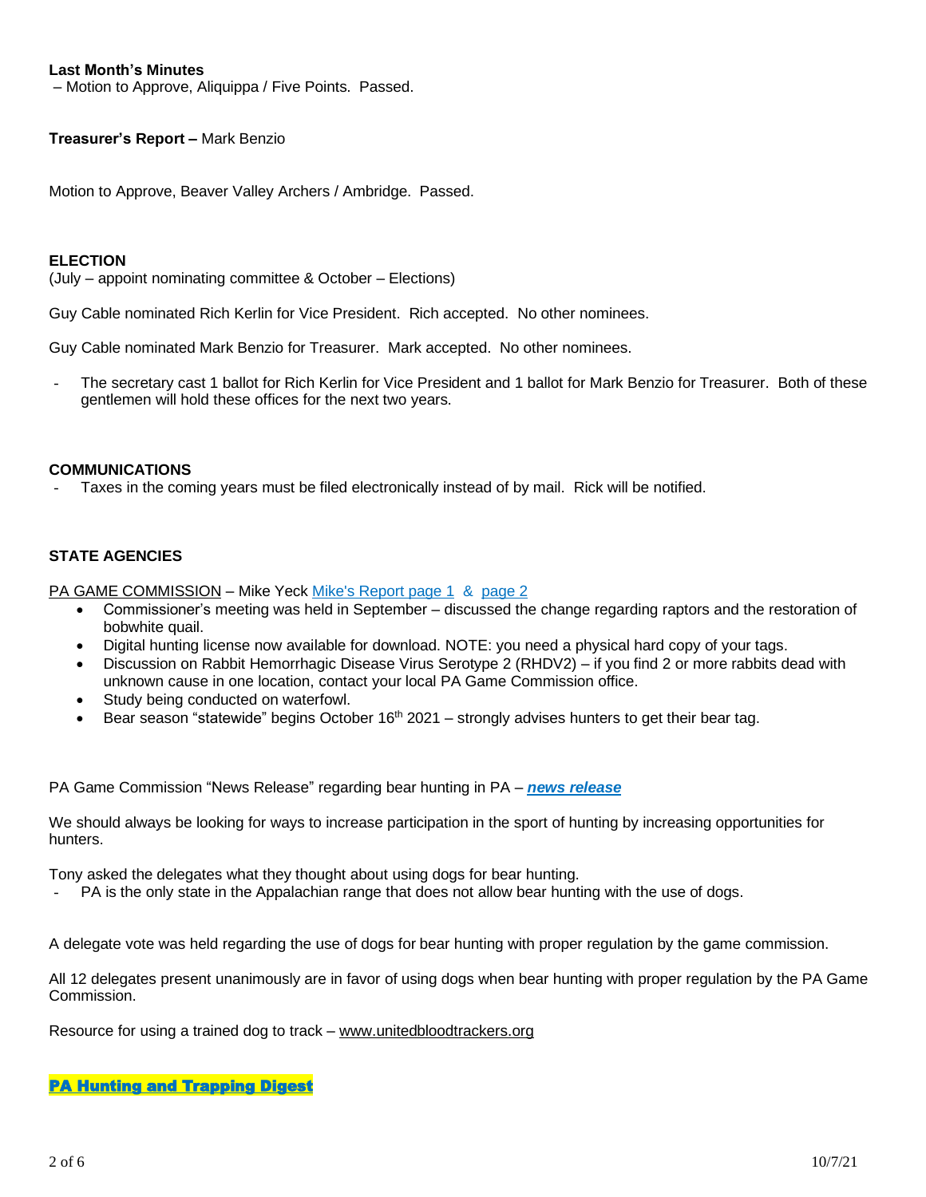**Last Month's Minutes**

– Motion to Approve, Aliquippa / Five Points. Passed.

**Treasurer's Report –** Mark Benzio

Motion to Approve, Beaver Valley Archers / Ambridge. Passed.

**ELECTION**

(July – appoint nominating committee & October – Elections)

Guy Cable nominated Rich Kerlin for Vice President. Rich accepted. No other nominees.

Guy Cable nominated Mark Benzio for Treasurer. Mark accepted. No other nominees.

- The secretary cast 1 ballot for Rich Kerlin for Vice President and 1 ballot for Mark Benzio for Treasurer. Both of these gentlemen will hold these offices for the next two years.

**COMMUNICATIONS**

- Taxes in the coming years must be filed electronically instead of by mail. Rick will be notified.

**STATE AGENCIES**

PA GAME COMMISSION – Mike Yeck Mike's Report page 1 & page 2

- Commissioner's meeting was held in September – discussed the change regarding raptors and the restoration of bobwhite quail.
- Digital hunting license now available for download. NOTE: you need a physical hard copy of your tags.
- Discussion on Rabbit Hemorrhagic Disease Virus Serotype 2 (RHDV2) – if you find 2 or more rabbits dead with unknown cause in one location, contact your local PA Game Commission office.
- Study being conducted on waterfowl.
- Bear season "statewide" begins October 16th 2021 – strongly advises hunters to get their bear tag.

PA Game Commission "News Release" regarding bear hunting in PA – ***news release***

We should always be looking for ways to increase participation in the sport of hunting by increasing opportunities for hunters.

Tony asked the delegates what they thought about using dogs for bear hunting.

- PA is the only state in the Appalachian range that does not allow bear hunting with the use of dogs.

A delegate vote was held regarding the use of dogs for bear hunting with proper regulation by the game commission.

All 12 delegates present unanimously are in favor of using dogs when bear hunting with proper regulation by the PA Game Commission.

Resource for using a trained dog to track – www.unitedbloodtrackers.org

**PA Hunting and Trapping Digest**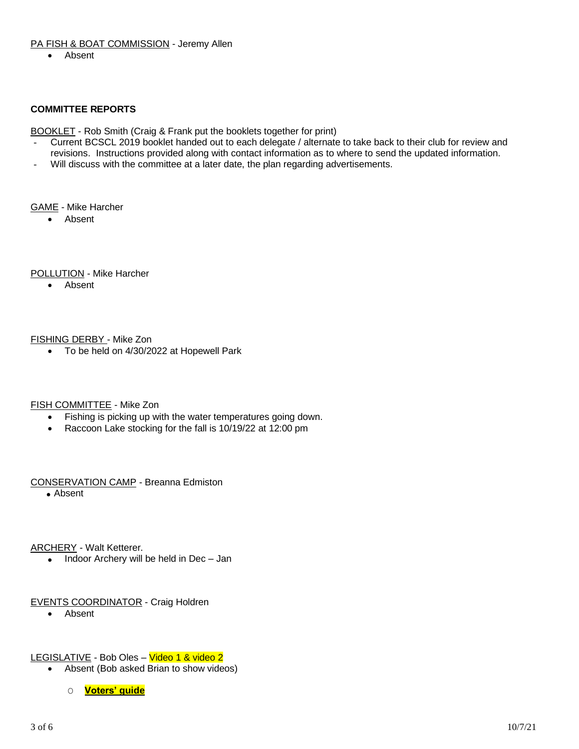PA FISH & BOAT COMMISSION - Jeremy Allen

- Absent

**COMMITTEE REPORTS**

BOOKLET - Rob Smith (Craig & Frank put the booklets together for print)

- Current BCSCL 2019 booklet handed out to each delegate / alternate to take back to their club for review and revisions. Instructions provided along with contact information as to where to send the updated information.
- Will discuss with the committee at a later date, the plan regarding advertisements.

GAME - Mike Harcher

- Absent

POLLUTION - Mike Harcher

- Absent

FISHING DERBY - Mike Zon

- To be held on 4/30/2022 at Hopewell Park

FISH COMMITTEE - Mike Zon

- Fishing is picking up with the water temperatures going down.
- Raccoon Lake stocking for the fall is 10/19/22 at 12:00 pm

CONSERVATION CAMP - Breanna Edmiston

- Absent

ARCHERY - Walt Ketterer.

- Indoor Archery will be held in Dec – Jan

EVENTS COORDINATOR - Craig Holdren

- Absent

LEGISLATIVE - Bob Oles – Video 1 & video 2

- Absent (Bob asked Brian to show videos)
  - **Voters' guide**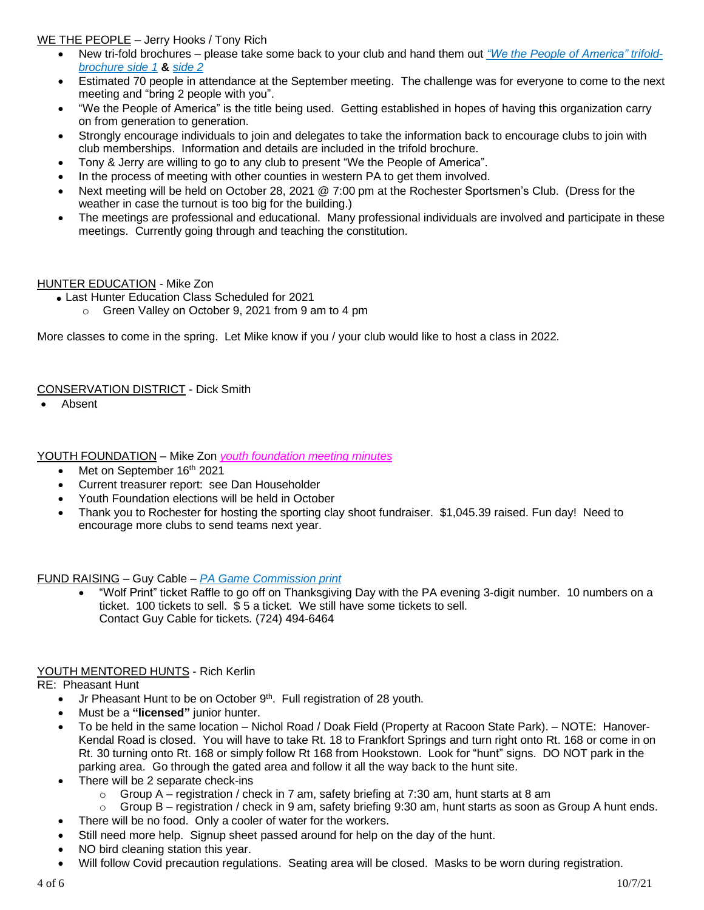WE THE PEOPLE – Jerry Hooks / Tony Rich

- New tri-fold brochures – please take some back to your club and hand them out *"We the People of America" trifold-brochure side 1* **&** *side 2*
- Estimated 70 people in attendance at the September meeting. The challenge was for everyone to come to the next meeting and "bring 2 people with you".
- "We the People of America" is the title being used. Getting established in hopes of having this organization carry on from generation to generation.
- Strongly encourage individuals to join and delegates to take the information back to encourage clubs to join with club memberships. Information and details are included in the trifold brochure.
- Tony & Jerry are willing to go to any club to present "We the People of America".
- In the process of meeting with other counties in western PA to get them involved.
- Next meeting will be held on October 28, 2021 @ 7:00 pm at the Rochester Sportsmen's Club. (Dress for the weather in case the turnout is too big for the building.)
- The meetings are professional and educational. Many professional individuals are involved and participate in these meetings. Currently going through and teaching the constitution.

HUNTER EDUCATION - Mike Zon

- Last Hunter Education Class Scheduled for 2021
  - Green Valley on October 9, 2021 from 9 am to 4 pm

More classes to come in the spring. Let Mike know if you / your club would like to host a class in 2022.

CONSERVATION DISTRICT - Dick Smith

- Absent

YOUTH FOUNDATION – Mike Zon *youth foundation meeting minutes*

- Met on September 16th 2021
- Current treasurer report: see Dan Householder
- Youth Foundation elections will be held in October
- Thank you to Rochester for hosting the sporting clay shoot fundraiser. $1,045.39 raised. Fun day! Need to encourage more clubs to send teams next year.

FUND RAISING – Guy Cable – *PA Game Commission print*

- "Wolf Print" ticket Raffle to go off on Thanksgiving Day with the PA evening 3-digit number. 10 numbers on a ticket. 100 tickets to sell. $ 5 a ticket. We still have some tickets to sell.
  Contact Guy Cable for tickets. (724) 494-6464

YOUTH MENTORED HUNTS - Rich Kerlin

RE: Pheasant Hunt

- Jr Pheasant Hunt to be on October 9th. Full registration of 28 youth.
- Must be a **"licensed"** junior hunter.
- To be held in the same location – Nichol Road / Doak Field (Property at Racoon State Park). – NOTE: Hanover-Kendal Road is closed. You will have to take Rt. 18 to Frankfort Springs and turn right onto Rt. 168 or come in on Rt. 30 turning onto Rt. 168 or simply follow Rt 168 from Hookstown. Look for "hunt" signs. DO NOT park in the parking area. Go through the gated area and follow it all the way back to the hunt site.
- There will be 2 separate check-ins
  - Group A – registration / check in 7 am, safety briefing at 7:30 am, hunt starts at 8 am
  - Group B – registration / check in 9 am, safety briefing 9:30 am, hunt starts as soon as Group A hunt ends.
- There will be no food. Only a cooler of water for the workers.
- Still need more help. Signup sheet passed around for help on the day of the hunt.
- NO bird cleaning station this year.
- Will follow Covid precaution regulations. Seating area will be closed. Masks to be worn during registration.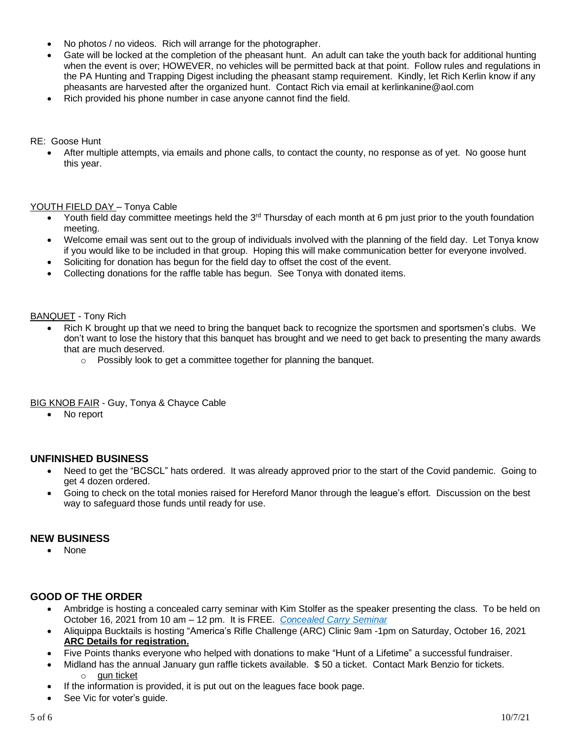- No photos / no videos. Rich will arrange for the photographer.
- Gate will be locked at the completion of the pheasant hunt. An adult can take the youth back for additional hunting when the event is over; HOWEVER, no vehicles will be permitted back at that point. Follow rules and regulations in the PA Hunting and Trapping Digest including the pheasant stamp requirement. Kindly, let Rich Kerlin know if any pheasants are harvested after the organized hunt. Contact Rich via email at kerlinkanine@aol.com
- Rich provided his phone number in case anyone cannot find the field.

RE: Goose Hunt

- After multiple attempts, via emails and phone calls, to contact the county, no response as of yet. No goose hunt this year.

YOUTH FIELD DAY – Tonya Cable

- Youth field day committee meetings held the 3rd Thursday of each month at 6 pm just prior to the youth foundation meeting.
- Welcome email was sent out to the group of individuals involved with the planning of the field day. Let Tonya know if you would like to be included in that group. Hoping this will make communication better for everyone involved.
- Soliciting for donation has begun for the field day to offset the cost of the event.
- Collecting donations for the raffle table has begun. See Tonya with donated items.

BANQUET - Tony Rich

- Rich K brought up that we need to bring the banquet back to recognize the sportsmen and sportsmen's clubs. We don't want to lose the history that this banquet has brought and we need to get back to presenting the many awards that are much deserved.
  - Possibly look to get a committee together for planning the banquet.

BIG KNOB FAIR - Guy, Tonya & Chayce Cable

- No report

## UNFINISHED BUSINESS

- Need to get the "BCSCL" hats ordered. It was already approved prior to the start of the Covid pandemic. Going to get 4 dozen ordered.
- Going to check on the total monies raised for Hereford Manor through the league's effort. Discussion on the best way to safeguard those funds until ready for use.

## NEW BUSINESS

- None

## GOOD OF THE ORDER

- Ambridge is hosting a concealed carry seminar with Kim Stolfer as the speaker presenting the class. To be held on October 16, 2021 from 10 am – 12 pm. It is FREE. *Concealed Carry Seminar*
- Aliquippa Bucktails is hosting "America's Rifle Challenge (ARC) Clinic 9am -1pm on Saturday, October 16, 2021 **ARC Details for registration.**
- Five Points thanks everyone who helped with donations to make "Hunt of a Lifetime" a successful fundraiser.
- Midland has the annual January gun raffle tickets available. $ 50 a ticket. Contact Mark Benzio for tickets.
  - gun ticket
- If the information is provided, it is put out on the leagues face book page.
- See Vic for voter's guide.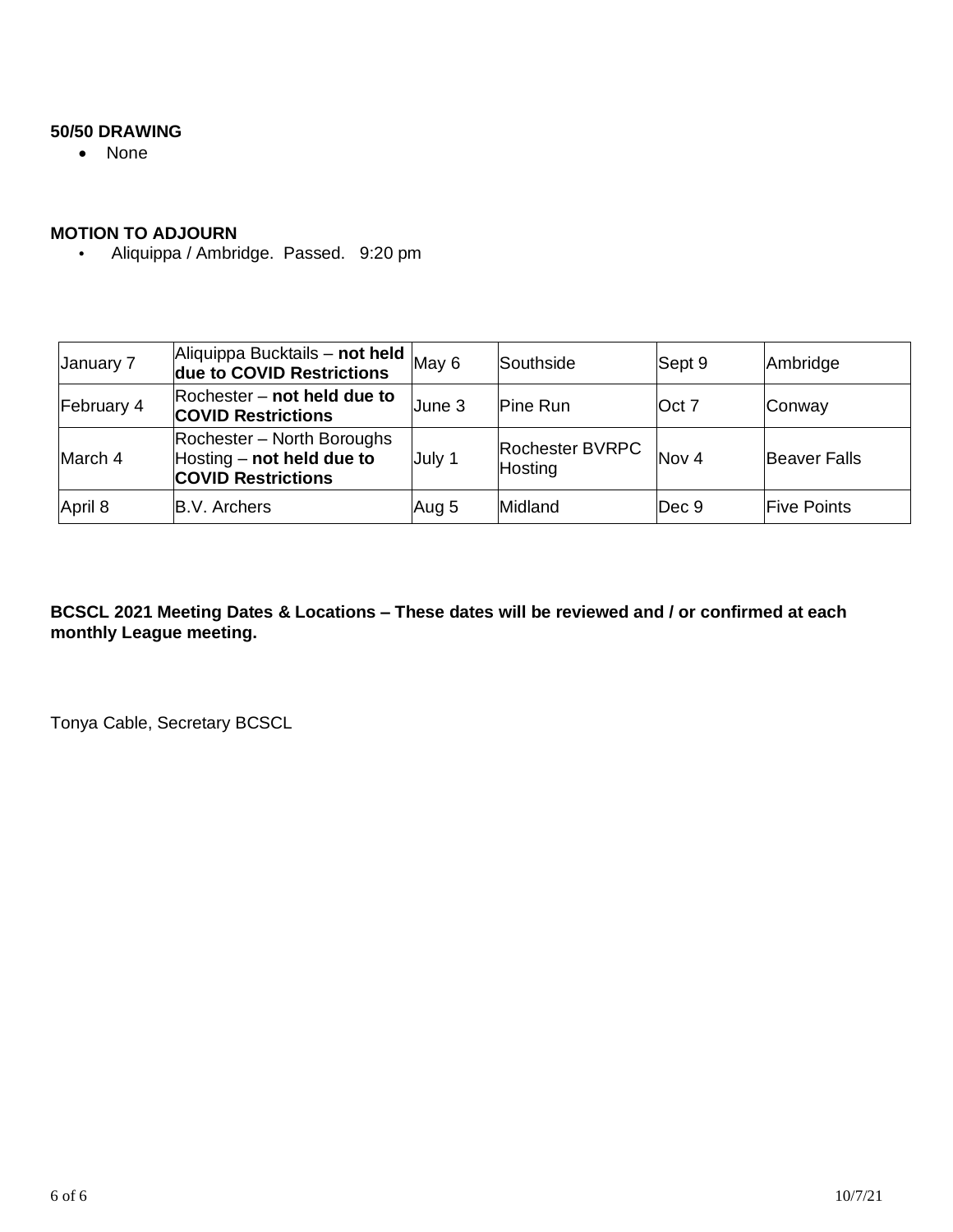**50/50 DRAWING**

- None

**MOTION TO ADJOURN**

- Aliquippa / Ambridge. Passed. 9:20 pm

| | | | | | |
|---|---|---|---|---|---|
| January 7 | Aliquippa Bucktails – **not held due to COVID Restrictions** | May 6 | Southside | Sept 9 | Ambridge |
| February 4 | Rochester – **not held due to COVID Restrictions** | June 3 | Pine Run | Oct 7 | Conway |
| March 4 | Rochester – North Boroughs Hosting – **not held due to COVID Restrictions** | July 1 | Rochester BVRPC Hosting | Nov 4 | Beaver Falls |
| April 8 | B.V. Archers | Aug 5 | Midland | Dec 9 | Five Points |

**BCSCL 2021 Meeting Dates & Locations – These dates will be reviewed and / or confirmed at each monthly League meeting.**

Tonya Cable, Secretary BCSCL